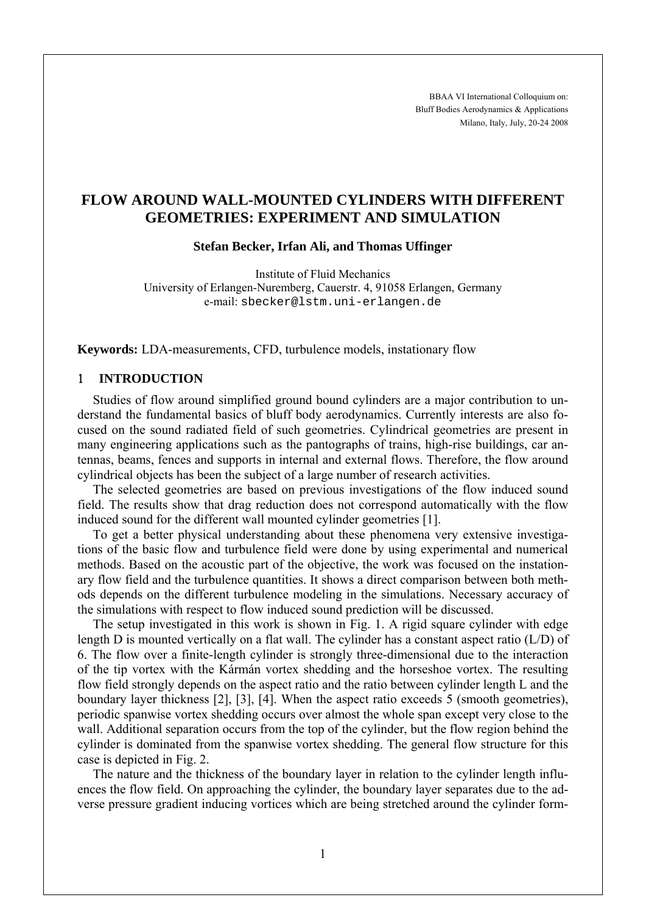BBAA VI International Colloquium on:
Bluff Bodies Aerodynamics & Applications
Milano, Italy, July, 20-24 2008

# FLOW AROUND WALL-MOUNTED CYLINDERS WITH DIFFERENT GEOMETRIES: EXPERIMENT AND SIMULATION

**Stefan Becker, Irfan Ali, and Thomas Uffinger**

Institute of Fluid Mechanics
University of Erlangen-Nuremberg, Cauerstr. 4, 91058 Erlangen, Germany
e-mail: sbecker@lstm.uni-erlangen.de

**Keywords:** LDA-measurements, CFD, turbulence models, instationary flow

## 1 INTRODUCTION

Studies of flow around simplified ground bound cylinders are a major contribution to understand the fundamental basics of bluff body aerodynamics. Currently interests are also focused on the sound radiated field of such geometries. Cylindrical geometries are present in many engineering applications such as the pantographs of trains, high-rise buildings, car antennas, beams, fences and supports in internal and external flows. Therefore, the flow around cylindrical objects has been the subject of a large number of research activities.

The selected geometries are based on previous investigations of the flow induced sound field. The results show that drag reduction does not correspond automatically with the flow induced sound for the different wall mounted cylinder geometries [1].

To get a better physical understanding about these phenomena very extensive investigations of the basic flow and turbulence field were done by using experimental and numerical methods. Based on the acoustic part of the objective, the work was focused on the instationary flow field and the turbulence quantities. It shows a direct comparison between both methods depends on the different turbulence modeling in the simulations. Necessary accuracy of the simulations with respect to flow induced sound prediction will be discussed.

The setup investigated in this work is shown in Fig. 1. A rigid square cylinder with edge length D is mounted vertically on a flat wall. The cylinder has a constant aspect ratio (L/D) of 6. The flow over a finite-length cylinder is strongly three-dimensional due to the interaction of the tip vortex with the Kármán vortex shedding and the horseshoe vortex. The resulting flow field strongly depends on the aspect ratio and the ratio between cylinder length L and the boundary layer thickness [2], [3], [4]. When the aspect ratio exceeds 5 (smooth geometries), periodic spanwise vortex shedding occurs over almost the whole span except very close to the wall. Additional separation occurs from the top of the cylinder, but the flow region behind the cylinder is dominated from the spanwise vortex shedding. The general flow structure for this case is depicted in Fig. 2.

The nature and the thickness of the boundary layer in relation to the cylinder length influences the flow field. On approaching the cylinder, the boundary layer separates due to the adverse pressure gradient inducing vortices which are being stretched around the cylinder form-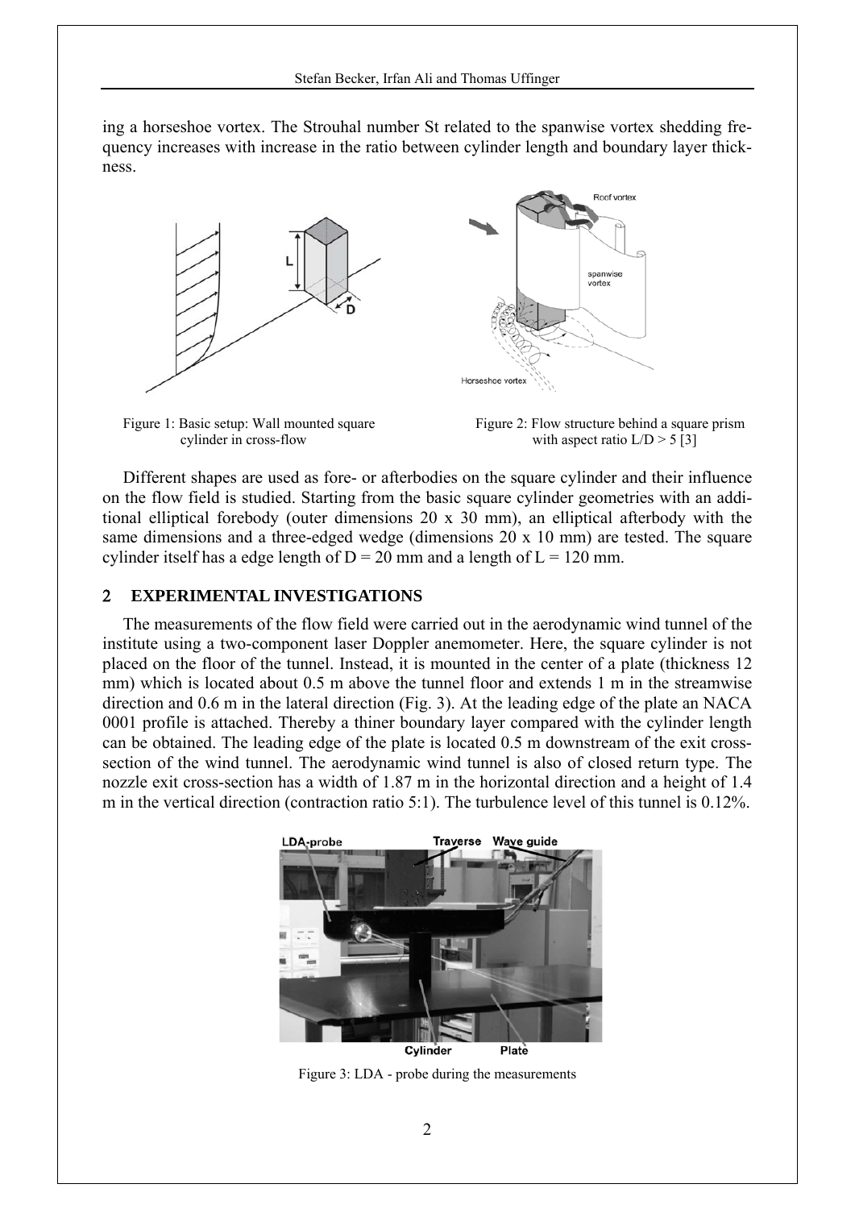ing a horseshoe vortex. The Strouhal number St related to the spanwise vortex shedding frequency increases with increase in the ratio between cylinder length and boundary layer thickness.

Figure 1: Basic setup: Wall mounted square cylinder in cross-flow

Figure 2: Flow structure behind a square prism with aspect ratio $L/D > 5$ [3]

Different shapes are used as fore- or afterbodies on the square cylinder and their influence on the flow field is studied. Starting from the basic square cylinder geometries with an additional elliptical forebody (outer dimensions 20 x 30 mm), an elliptical afterbody with the same dimensions and a three-edged wedge (dimensions 20 x 10 mm) are tested. The square cylinder itself has a edge length of $D = 20$ mm and a length of $L = 120$ mm.

## 2 EXPERIMENTAL INVESTIGATIONS

The measurements of the flow field were carried out in the aerodynamic wind tunnel of the institute using a two-component laser Doppler anemometer. Here, the square cylinder is not placed on the floor of the tunnel. Instead, it is mounted in the center of a plate (thickness 12 mm) which is located about 0.5 m above the tunnel floor and extends 1 m in the streamwise direction and 0.6 m in the lateral direction (Fig. 3). At the leading edge of the plate an NACA 0001 profile is attached. Thereby a thiner boundary layer compared with the cylinder length can be obtained. The leading edge of the plate is located 0.5 m downstream of the exit cross-section of the wind tunnel. The aerodynamic wind tunnel is also of closed return type. The nozzle exit cross-section has a width of 1.87 m in the horizontal direction and a height of 1.4 m in the vertical direction (contraction ratio 5:1). The turbulence level of this tunnel is 0.12%.

Figure 3: LDA - probe during the measurements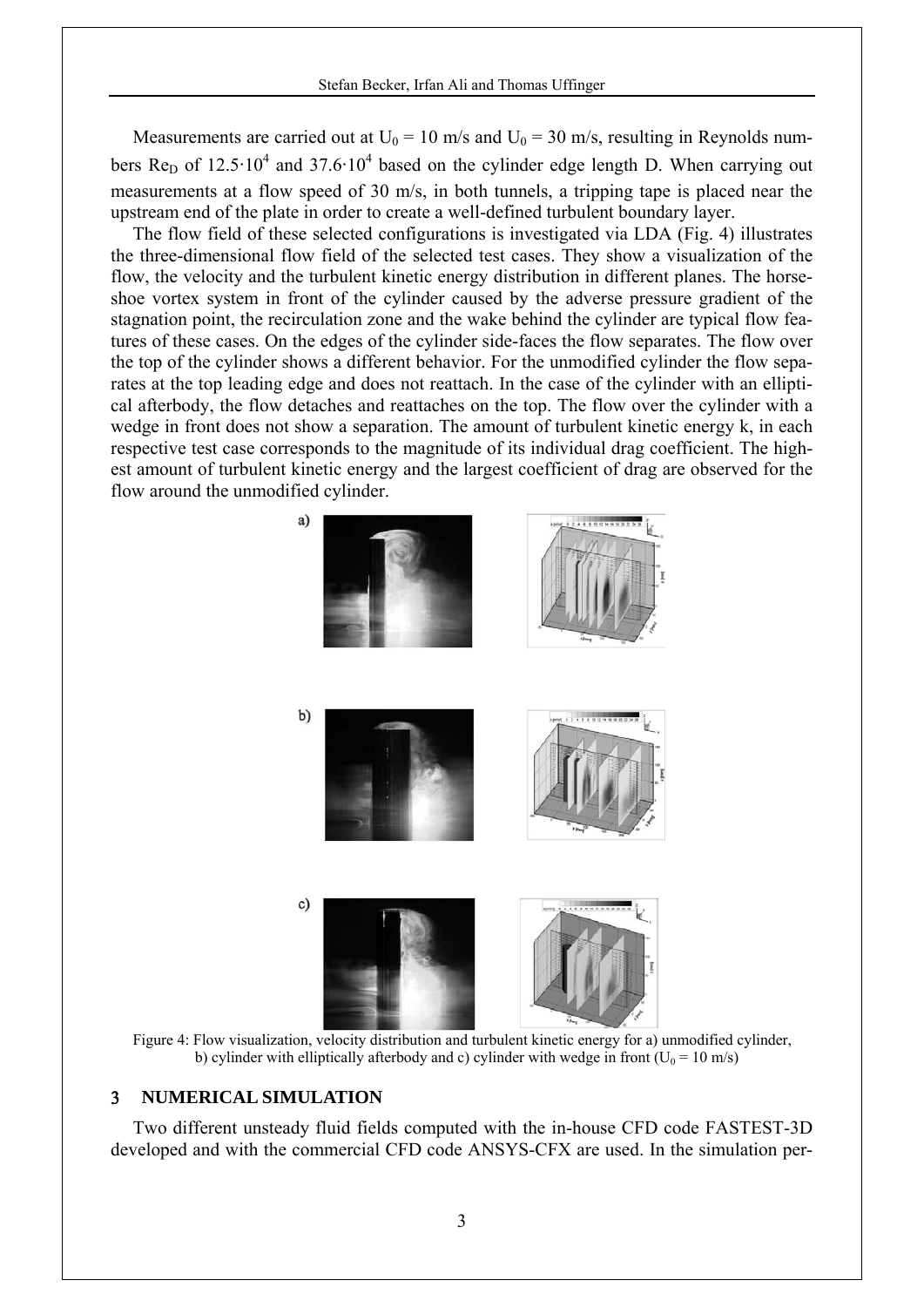Measurements are carried out at $U_0 = 10$ m/s and $U_0 = 30$ m/s, resulting in Reynolds numbers $Re_D$ of $12.5 \cdot 10^4$ and $37.6 \cdot 10^4$ based on the cylinder edge length D. When carrying out measurements at a flow speed of 30 m/s, in both tunnels, a tripping tape is placed near the upstream end of the plate in order to create a well-defined turbulent boundary layer.

The flow field of these selected configurations is investigated via LDA (Fig. 4) illustrates the three-dimensional flow field of the selected test cases. They show a visualization of the flow, the velocity and the turbulent kinetic energy distribution in different planes. The horseshoe vortex system in front of the cylinder caused by the adverse pressure gradient of the stagnation point, the recirculation zone and the wake behind the cylinder are typical flow features of these cases. On the edges of the cylinder side-faces the flow separates. The flow over the top of the cylinder shows a different behavior. For the unmodified cylinder the flow separates at the top leading edge and does not reattach. In the case of the cylinder with an elliptical afterbody, the flow detaches and reattaches on the top. The flow over the cylinder with a wedge in front does not show a separation. The amount of turbulent kinetic energy k, in each respective test case corresponds to the magnitude of its individual drag coefficient. The highest amount of turbulent kinetic energy and the largest coefficient of drag are observed for the flow around the unmodified cylinder.

Figure 4: Flow visualization, velocity distribution and turbulent kinetic energy for a) unmodified cylinder, b) cylinder with elliptically afterbody and c) cylinder with wedge in front ($U_0 = 10$ m/s)

## 3 NUMERICAL SIMULATION

Two different unsteady fluid fields computed with the in-house CFD code FASTEST-3D developed and with the commercial CFD code ANSYS-CFX are used. In the simulation per-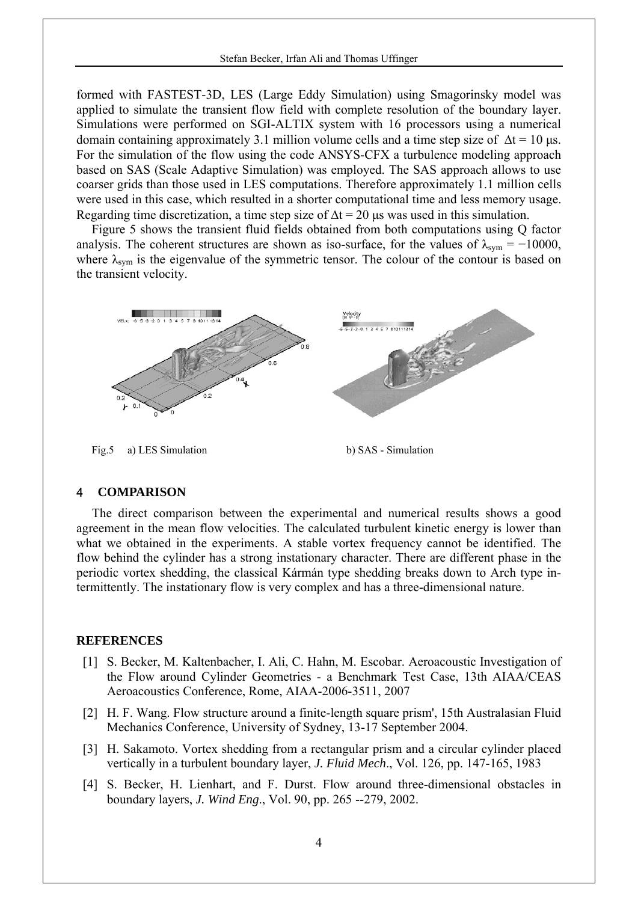formed with FASTEST-3D, LES (Large Eddy Simulation) using Smagorinsky model was applied to simulate the transient flow field with complete resolution of the boundary layer. Simulations were performed on SGI-ALTIX system with 16 processors using a numerical domain containing approximately 3.1 million volume cells and a time step size of $\Delta t = 10$ μs. For the simulation of the flow using the code ANSYS-CFX a turbulence modeling approach based on SAS (Scale Adaptive Simulation) was employed. The SAS approach allows to use coarser grids than those used in LES computations. Therefore approximately 1.1 million cells were used in this case, which resulted in a shorter computational time and less memory usage. Regarding time discretization, a time step size of $\Delta t = 20$ μs was used in this simulation.

Figure 5 shows the transient fluid fields obtained from both computations using Q factor analysis. The coherent structures are shown as iso-surface, for the values of $\lambda_{sym} = -10000$, where $\lambda_{sym}$ is the eigenvalue of the symmetric tensor. The colour of the contour is based on the transient velocity.

VELx: -6 -5 -3 -2 0 1 3 4 5 7 8 10 11 13 14

0.8
0.6
0.4
X
0.2
0.2
Y 0.1
0 0

Velocity [m s^-1]
-6 -5 -3 -2 0 1 3 4 5 7 8 10 11 13 14

Fig.5 a) LES Simulation b) SAS - Simulation

## 4 COMPARISON

The direct comparison between the experimental and numerical results shows a good agreement in the mean flow velocities. The calculated turbulent kinetic energy is lower than what we obtained in the experiments. A stable vortex frequency cannot be identified. The flow behind the cylinder has a strong instationary character. There are different phase in the periodic vortex shedding, the classical Kármán type shedding breaks down to Arch type intermittently. The instationary flow is very complex and has a three-dimensional nature.

## REFERENCES

[1] S. Becker, M. Kaltenbacher, I. Ali, C. Hahn, M. Escobar. Aeroacoustic Investigation of the Flow around Cylinder Geometries - a Benchmark Test Case, 13th AIAA/CEAS Aeroacoustics Conference, Rome, AIAA-2006-3511, 2007

[2] H. F. Wang. Flow structure around a finite-length square prism', 15th Australasian Fluid Mechanics Conference, University of Sydney, 13-17 September 2004.

[3] H. Sakamoto. Vortex shedding from a rectangular prism and a circular cylinder placed vertically in a turbulent boundary layer, *J. Fluid Mech*., Vol. 126, pp. 147-165, 1983

[4] S. Becker, H. Lienhart, and F. Durst. Flow around three-dimensional obstacles in boundary layers, *J. Wind Eng*., Vol. 90, pp. 265 --279, 2002.